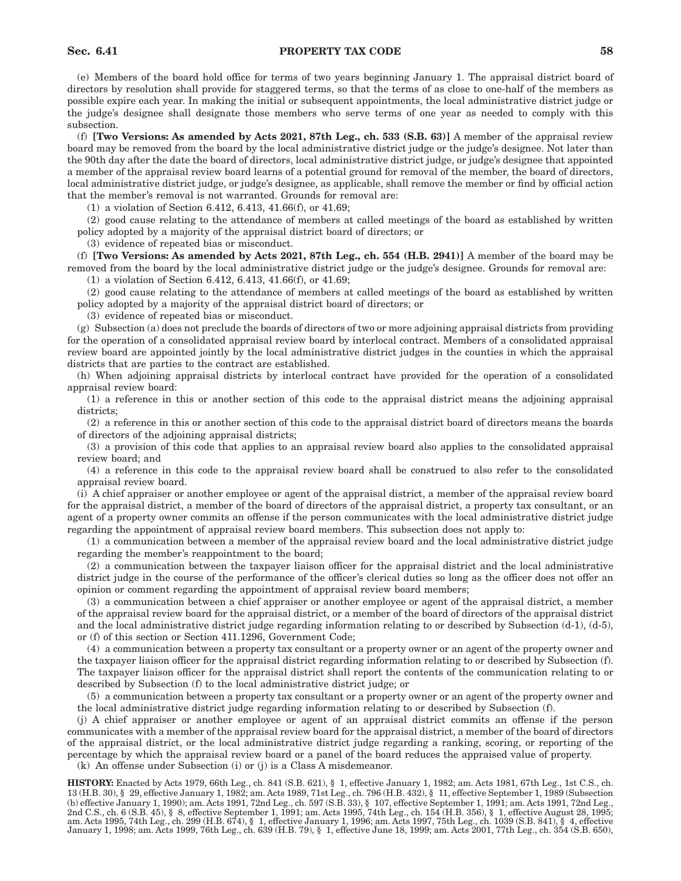(e) Members of the board hold office for terms of two years beginning January 1. The appraisal district board of directors by resolution shall provide for staggered terms, so that the terms of as close to one-half of the members as possible expire each year. In making the initial or subsequent appointments, the local administrative district judge or the judge's designee shall designate those members who serve terms of one year as needed to comply with this subsection.

(f) **[Two Versions: As amended by Acts 2021, 87th Leg., ch. 533 (S.B. 63)]** A member of the appraisal review board may be removed from the board by the local administrative district judge or the judge's designee. Not later than the 90th day after the date the board of directors, local administrative district judge, or judge's designee that appointed a member of the appraisal review board learns of a potential ground for removal of the member, the board of directors, local administrative district judge, or judge's designee, as applicable, shall remove the member or find by official action that the member's removal is not warranted. Grounds for removal are:

(1) a violation of Section 6.412, 6.413, 41.66(f), or 41.69;

(2) good cause relating to the attendance of members at called meetings of the board as established by written policy adopted by a majority of the appraisal district board of directors; or

(3) evidence of repeated bias or misconduct.

(f) **[Two Versions: As amended by Acts 2021, 87th Leg., ch. 554 (H.B. 2941)]** A member of the board may be removed from the board by the local administrative district judge or the judge's designee. Grounds for removal are:

(1) a violation of Section 6.412, 6.413, 41.66(f), or 41.69;

(2) good cause relating to the attendance of members at called meetings of the board as established by written policy adopted by a majority of the appraisal district board of directors; or

(3) evidence of repeated bias or misconduct.

(g) Subsection (a) does not preclude the boards of directors of two or more adjoining appraisal districts from providing for the operation of a consolidated appraisal review board by interlocal contract. Members of a consolidated appraisal review board are appointed jointly by the local administrative district judges in the counties in which the appraisal districts that are parties to the contract are established.

(h) When adjoining appraisal districts by interlocal contract have provided for the operation of a consolidated appraisal review board:

(1) a reference in this or another section of this code to the appraisal district means the adjoining appraisal districts;

(2) a reference in this or another section of this code to the appraisal district board of directors means the boards of directors of the adjoining appraisal districts;

(3) a provision of this code that applies to an appraisal review board also applies to the consolidated appraisal review board; and

(4) a reference in this code to the appraisal review board shall be construed to also refer to the consolidated appraisal review board.

(i) A chief appraiser or another employee or agent of the appraisal district, a member of the appraisal review board for the appraisal district, a member of the board of directors of the appraisal district, a property tax consultant, or an agent of a property owner commits an offense if the person communicates with the local administrative district judge regarding the appointment of appraisal review board members. This subsection does not apply to:

(1) a communication between a member of the appraisal review board and the local administrative district judge regarding the member's reappointment to the board;

(2) a communication between the taxpayer liaison officer for the appraisal district and the local administrative district judge in the course of the performance of the officer's clerical duties so long as the officer does not offer an opinion or comment regarding the appointment of appraisal review board members;

(3) a communication between a chief appraiser or another employee or agent of the appraisal district, a member of the appraisal review board for the appraisal district, or a member of the board of directors of the appraisal district and the local administrative district judge regarding information relating to or described by Subsection (d-1), (d-5), or (f) of this section or Section 411.1296, Government Code;

(4) a communication between a property tax consultant or a property owner or an agent of the property owner and the taxpayer liaison officer for the appraisal district regarding information relating to or described by Subsection (f). The taxpayer liaison officer for the appraisal district shall report the contents of the communication relating to or described by Subsection (f) to the local administrative district judge; or

(5) a communication between a property tax consultant or a property owner or an agent of the property owner and the local administrative district judge regarding information relating to or described by Subsection (f).

(j) A chief appraiser or another employee or agent of an appraisal district commits an offense if the person communicates with a member of the appraisal review board for the appraisal district, a member of the board of directors of the appraisal district, or the local administrative district judge regarding a ranking, scoring, or reporting of the percentage by which the appraisal review board or a panel of the board reduces the appraised value of property.

(k) An offense under Subsection (i) or (j) is a Class A misdemeanor.

**HISTORY:** Enacted by Acts 1979, 66th Leg., ch. 841 (S.B. 621), § 1, effective January 1, 1982; am. Acts 1981, 67th Leg., 1st C.S., ch. 13 (H.B. 30), § 29, effective January 1, 1982; am. Acts 1989, 71st Leg., ch. 796 (H.B. 432), § 11, effective September 1, 1989 (Subsection (b) effective January 1, 1990); am. Acts 1991, 72nd Leg., ch. 597 (S.B. 33), § 107, effective September 1, 1991; am. Acts 1991, 72nd Leg., 2nd C.S., ch. 6 (S.B. 45), § 8, effective September 1, 1991; am. Acts 1995, 74th Leg., ch. 154 (H.B. 356), § 1, effective August 28, 1995; am. Acts 1995, 74th Leg., ch. 299 (H.B. 674), § 1, effective January 1, 1996; am. Acts 1997, 75th Leg., ch. 1039 (S.B. 841), § 4, effective January 1, 1998; am. Acts 1999, 76th Leg., ch. 639 (H.B. 79), § 1, effective June 18, 1999; am. Acts 2001, 77th Leg., ch. 354 (S.B. 650),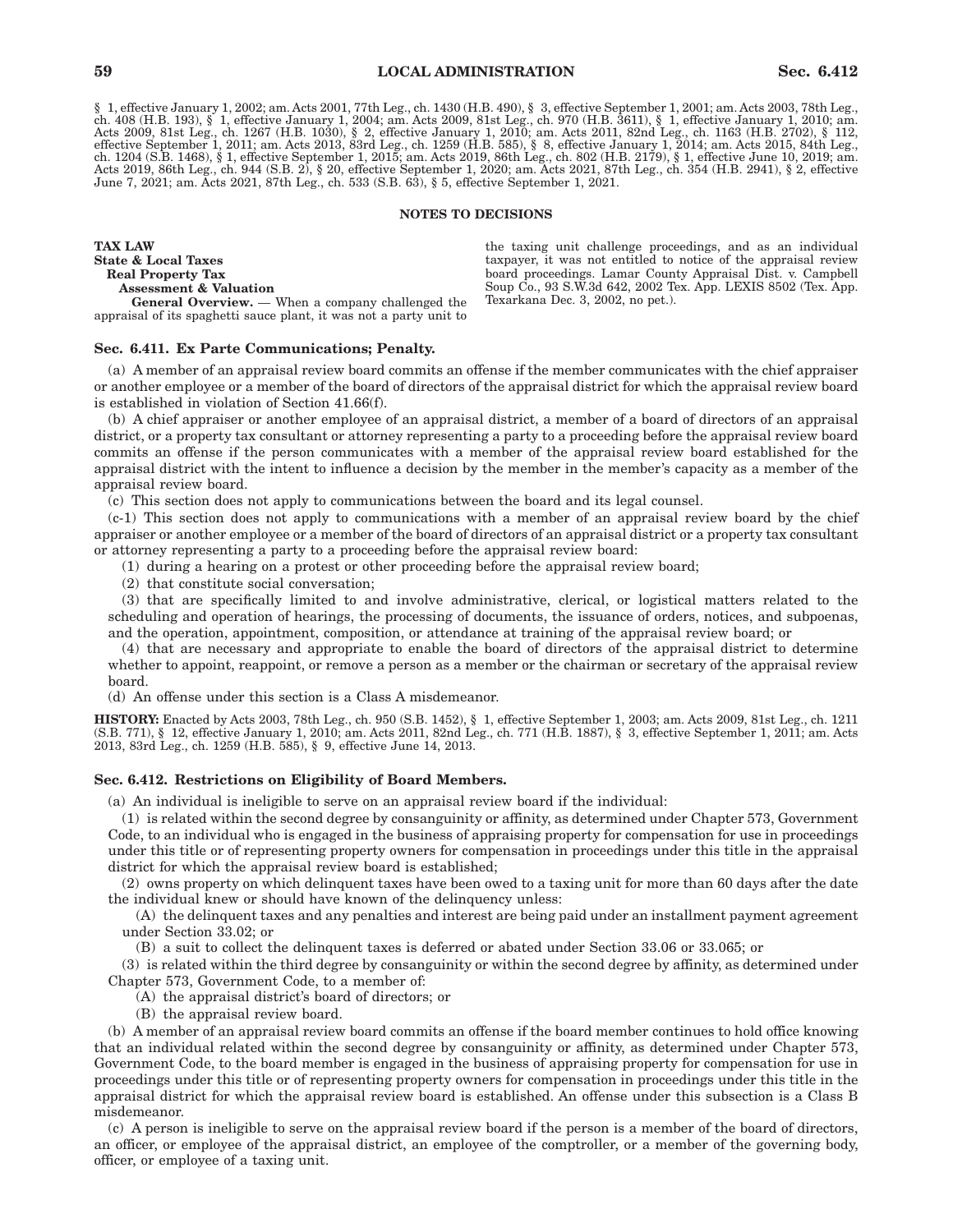§ 1, effective January 1, 2002; am. Acts 2001, 77th Leg., ch. 1430 (H.B. 490), § 3, effective September 1, 2001; am. Acts 2003, 78th Leg., ch. 408 (H.B. 193), § 1, effective January 1, 2004; am. Acts 2009, 81st Leg., ch. 970 (H.B. 3611), § 1, effective January 1, 2010; am. Acts 2009, 81st Leg., ch. 1267 (H.B. 1030), § 2, effective January 1, 2010; am. Acts 2011, 82nd Leg., ch. 1163 (H.B. 2702), § 112, effective September 1, 2011; am. Acts 2013, 83rd Leg., ch. 1259 (H.B. 585), § 8, effective January 1, 2014; am. Acts 2015, 84th Leg., ch. 1204 (S.B. 1468), § 1, effective September 1, 2015; am. Acts 2019, 86th Leg., ch. 802 (H.B. 2179), § 1, effective June 10, 2019; am. Acts 2019, 86th Leg., ch. 944 (S.B. 2), § 20, effective September 1, 2020; am. Acts 2021, 87th Leg., ch. 354 (H.B. 2941), § 2, effective June 7, 2021; am. Acts 2021, 87th Leg., ch. 533 (S.B. 63), § 5, effective September 1, 2021.

#### NOTES TO DECISIONS

**TAX LAW**
**State & Local Taxes**
**Real Property Tax**
**Assessment & Valuation**

**General Overview.** — When a company challenged the appraisal of its spaghetti sauce plant, it was not a party unit to the taxing unit challenge proceedings, and as an individual taxpayer, it was not entitled to notice of the appraisal review board proceedings. Lamar County Appraisal Dist. v. Campbell Soup Co., 93 S.W.3d 642, 2002 Tex. App. LEXIS 8502 (Tex. App. Texarkana Dec. 3, 2002, no pet.).

### Sec. 6.411. Ex Parte Communications; Penalty.

(a) A member of an appraisal review board commits an offense if the member communicates with the chief appraiser or another employee or a member of the board of directors of the appraisal district for which the appraisal review board is established in violation of Section 41.66(f).

(b) A chief appraiser or another employee of an appraisal district, a member of a board of directors of an appraisal district, or a property tax consultant or attorney representing a party to a proceeding before the appraisal review board commits an offense if the person communicates with a member of the appraisal review board established for the appraisal district with the intent to influence a decision by the member in the member's capacity as a member of the appraisal review board.

(c) This section does not apply to communications between the board and its legal counsel.

(c-1) This section does not apply to communications with a member of an appraisal review board by the chief appraiser or another employee or a member of the board of directors of an appraisal district or a property tax consultant or attorney representing a party to a proceeding before the appraisal review board:

(1) during a hearing on a protest or other proceeding before the appraisal review board;

(2) that constitute social conversation;

(3) that are specifically limited to and involve administrative, clerical, or logistical matters related to the scheduling and operation of hearings, the processing of documents, the issuance of orders, notices, and subpoenas, and the operation, appointment, composition, or attendance at training of the appraisal review board; or

(4) that are necessary and appropriate to enable the board of directors of the appraisal district to determine whether to appoint, reappoint, or remove a person as a member or the chairman or secretary of the appraisal review board.

(d) An offense under this section is a Class A misdemeanor.

**HISTORY:** Enacted by Acts 2003, 78th Leg., ch. 950 (S.B. 1452), § 1, effective September 1, 2003; am. Acts 2009, 81st Leg., ch. 1211 (S.B. 771), § 12, effective January 1, 2010; am. Acts 2011, 82nd Leg., ch. 771 (H.B. 1887), § 3, effective September 1, 2011; am. Acts 2013, 83rd Leg., ch. 1259 (H.B. 585), § 9, effective June 14, 2013.

### Sec. 6.412. Restrictions on Eligibility of Board Members.

(a) An individual is ineligible to serve on an appraisal review board if the individual:

(1) is related within the second degree by consanguinity or affinity, as determined under Chapter 573, Government Code, to an individual who is engaged in the business of appraising property for compensation for use in proceedings under this title or of representing property owners for compensation in proceedings under this title in the appraisal district for which the appraisal review board is established;

(2) owns property on which delinquent taxes have been owed to a taxing unit for more than 60 days after the date the individual knew or should have known of the delinquency unless:

(A) the delinquent taxes and any penalties and interest are being paid under an installment payment agreement under Section 33.02; or

(B) a suit to collect the delinquent taxes is deferred or abated under Section 33.06 or 33.065; or

(3) is related within the third degree by consanguinity or within the second degree by affinity, as determined under Chapter 573, Government Code, to a member of:

(A) the appraisal district's board of directors; or

(B) the appraisal review board.

(b) A member of an appraisal review board commits an offense if the board member continues to hold office knowing that an individual related within the second degree by consanguinity or affinity, as determined under Chapter 573, Government Code, to the board member is engaged in the business of appraising property for compensation for use in proceedings under this title or of representing property owners for compensation in proceedings under this title in the appraisal district for which the appraisal review board is established. An offense under this subsection is a Class B misdemeanor.

(c) A person is ineligible to serve on the appraisal review board if the person is a member of the board of directors, an officer, or employee of the appraisal district, an employee of the comptroller, or a member of the governing body, officer, or employee of a taxing unit.